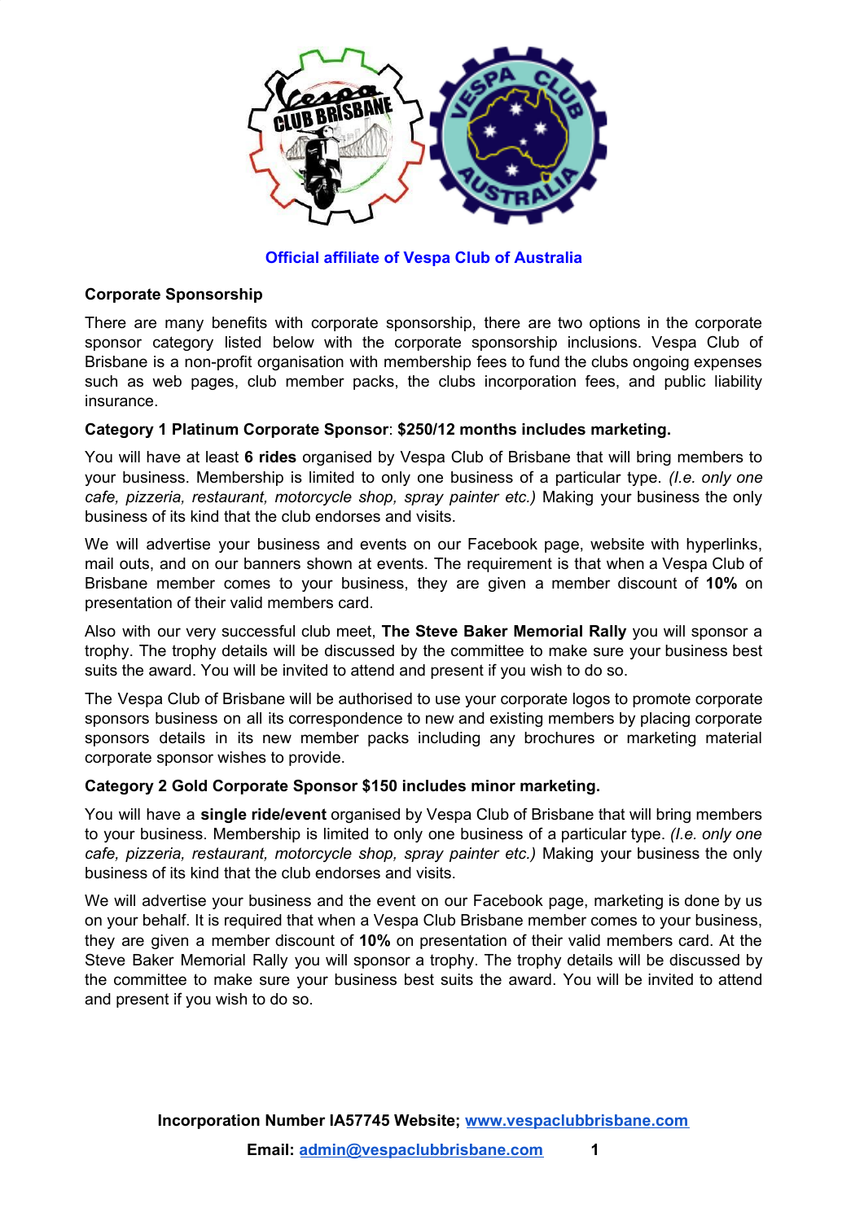**Official affiliate of Vespa Club of Australia**

## Corporate Sponsorship

There are many benefits with corporate sponsorship, there are two options in the corporate sponsor category listed below with the corporate sponsorship inclusions. Vespa Club of Brisbane is a non-profit organisation with membership fees to fund the clubs ongoing expenses such as web pages, club member packs, the clubs incorporation fees, and public liability insurance.

**Category 1 Platinum Corporate Sponsor**: **$250/12 months includes marketing.**

You will have at least **6 rides** organised by Vespa Club of Brisbane that will bring members to your business. Membership is limited to only one business of a particular type. *(I.e. only one cafe, pizzeria, restaurant, motorcycle shop, spray painter etc.)* Making your business the only business of its kind that the club endorses and visits.

We will advertise your business and events on our Facebook page, website with hyperlinks, mail outs, and on our banners shown at events. The requirement is that when a Vespa Club of Brisbane member comes to your business, they are given a member discount of **10%** on presentation of their valid members card.

Also with our very successful club meet, **The Steve Baker Memorial Rally** you will sponsor a trophy. The trophy details will be discussed by the committee to make sure your business best suits the award. You will be invited to attend and present if you wish to do so.

The Vespa Club of Brisbane will be authorised to use your corporate logos to promote corporate sponsors business on all its correspondence to new and existing members by placing corporate sponsors details in its new member packs including any brochures or marketing material corporate sponsor wishes to provide.

**Category 2 Gold Corporate Sponsor $150 includes minor marketing.**

You will have a **single ride/event** organised by Vespa Club of Brisbane that will bring members to your business. Membership is limited to only one business of a particular type. *(I.e. only one cafe, pizzeria, restaurant, motorcycle shop, spray painter etc.)* Making your business the only business of its kind that the club endorses and visits.

We will advertise your business and the event on our Facebook page, marketing is done by us on your behalf. It is required that when a Vespa Club Brisbane member comes to your business, they are given a member discount of **10%** on presentation of their valid members card. At the Steve Baker Memorial Rally you will sponsor a trophy. The trophy details will be discussed by the committee to make sure your business best suits the award. You will be invited to attend and present if you wish to do so.

**Incorporation Number IA57745 Website; [www.vespaclubbrisbane.com](http://www.vespaclubbrisbane.com)**

**Email: [admin@vespaclubbrisbane.com](mailto:admin@vespaclubbrisbane.com)**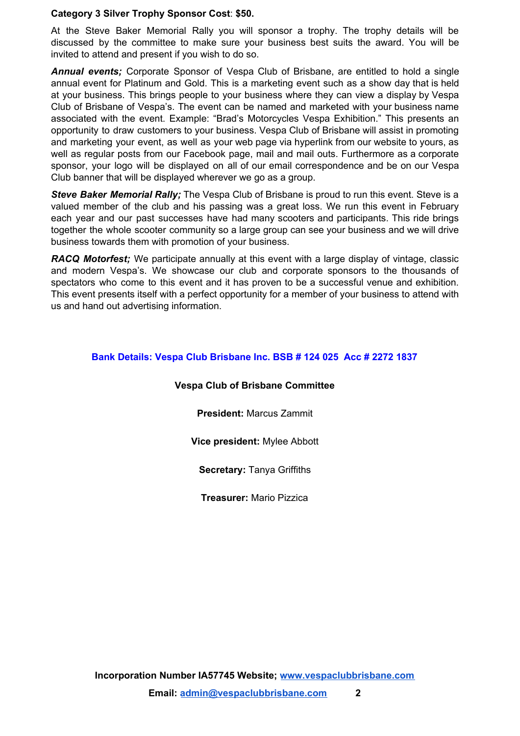**Category 3 Silver Trophy Sponsor Cost**: **$50.**

At the Steve Baker Memorial Rally you will sponsor a trophy. The trophy details will be discussed by the committee to make sure your business best suits the award. You will be invited to attend and present if you wish to do so.

***Annual events;*** Corporate Sponsor of Vespa Club of Brisbane, are entitled to hold a single annual event for Platinum and Gold. This is a marketing event such as a show day that is held at your business. This brings people to your business where they can view a display by Vespa Club of Brisbane of Vespa's. The event can be named and marketed with your business name associated with the event. Example: "Brad's Motorcycles Vespa Exhibition." This presents an opportunity to draw customers to your business. Vespa Club of Brisbane will assist in promoting and marketing your event, as well as your web page via hyperlink from our website to yours, as well as regular posts from our Facebook page, mail and mail outs. Furthermore as a corporate sponsor, your logo will be displayed on all of our email correspondence and be on our Vespa Club banner that will be displayed wherever we go as a group.

***Steve Baker Memorial Rally;*** The Vespa Club of Brisbane is proud to run this event. Steve is a valued member of the club and his passing was a great loss. We run this event in February each year and our past successes have had many scooters and participants. This ride brings together the whole scooter community so a large group can see your business and we will drive business towards them with promotion of your business.

***RACQ Motorfest;*** We participate annually at this event with a large display of vintage, classic and modern Vespa's. We showcase our club and corporate sponsors to the thousands of spectators who come to this event and it has proven to be a successful venue and exhibition. This event presents itself with a perfect opportunity for a member of your business to attend with us and hand out advertising information.

**Bank Details: Vespa Club Brisbane Inc. BSB # 124 025 Acc # 2272 1837**

**Vespa Club of Brisbane Committee**

**President:** Marcus Zammit

**Vice president:** Mylee Abbott

**Secretary:** Tanya Griffiths

**Treasurer:** Mario Pizzica

**Incorporation Number IA57745 Website; [www.vespaclubbrisbane.com](www.vespaclubbrisbane.com)**

**Email: [admin@vespaclubbrisbane.com](mailto:admin@vespaclubbrisbane.com)**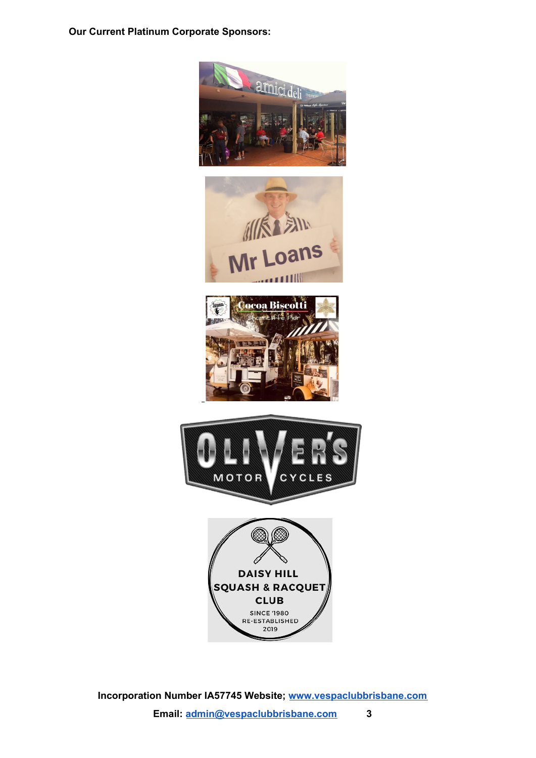**Our Current Platinum Corporate Sponsors:**

Incorporation Number IA57745 Website; [www.vespaclubbrisbane.com](http://www.vespaclubbrisbane.com)

Email: [admin@vespaclubbrisbane.com](mailto:admin@vespaclubbrisbane.com)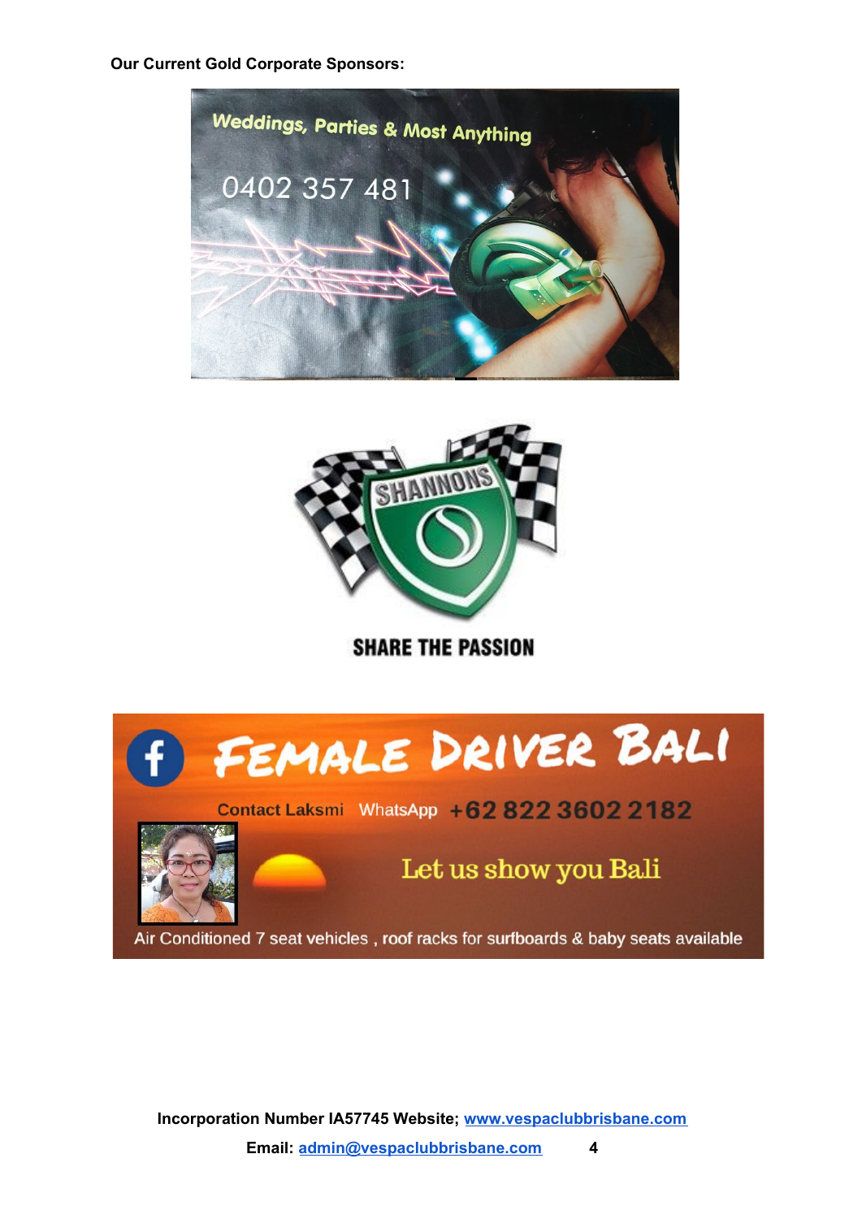**Our Current Gold Corporate Sponsors:**

Weddings, Parties & Most Anything

0402 357 481

SHANNONS

SHARE THE PASSION

FEMALE DRIVER BALI

Contact Laksmi WhatsApp +62 822 3602 2182

Let us show you Bali

Air Conditioned 7 seat vehicles , roof racks for surfboards & baby seats available

**Incorporation Number IA57745 Website; [www.vespaclubbrisbane.com](http://www.vespaclubbrisbane.com)**

**Email: [admin@vespaclubbrisbane.com](mailto:admin@vespaclubbrisbane.com)**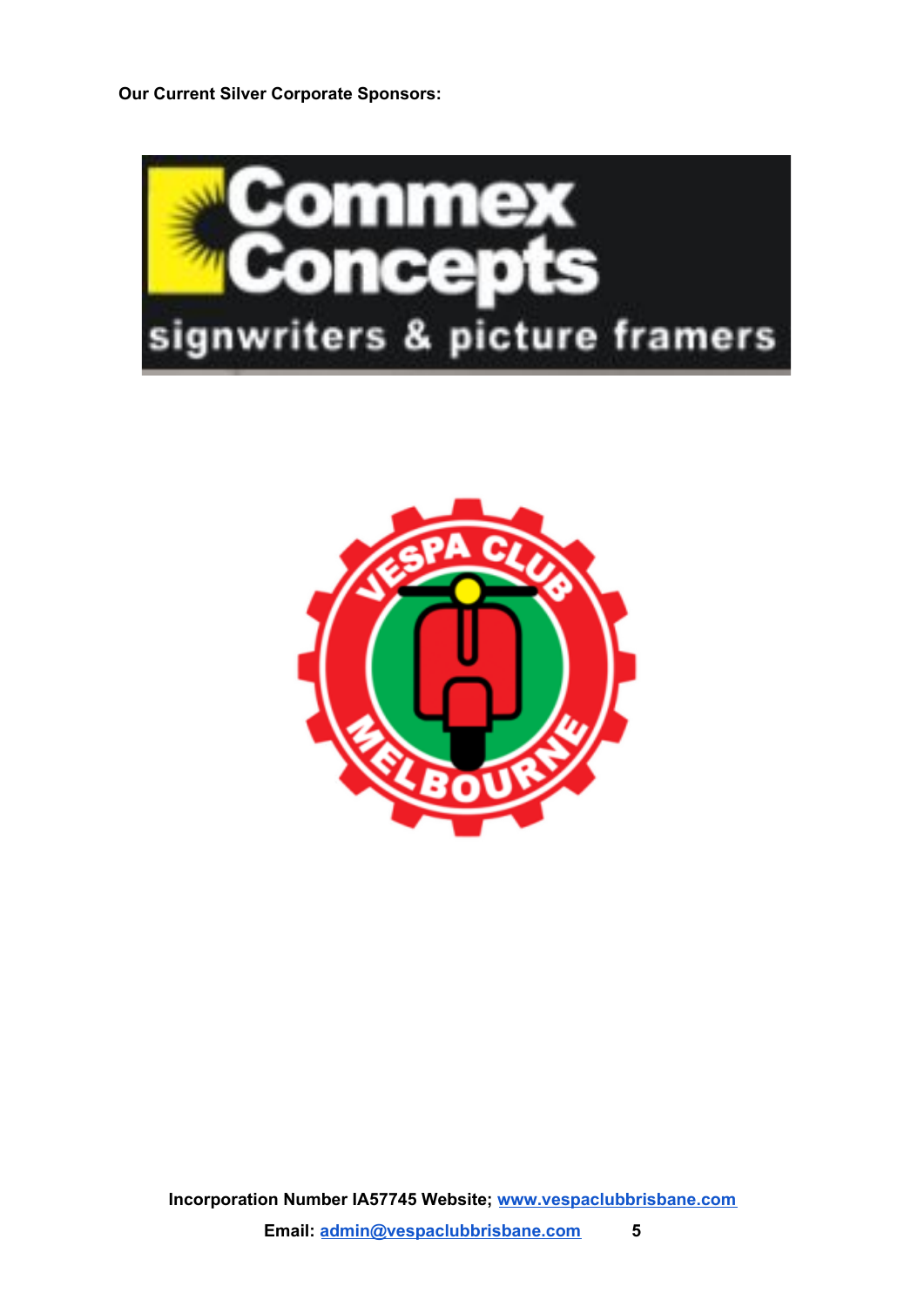**Our Current Silver Corporate Sponsors:**

Commex Concepts
signwriters & picture framers

VESPA CLUB MELBOURNE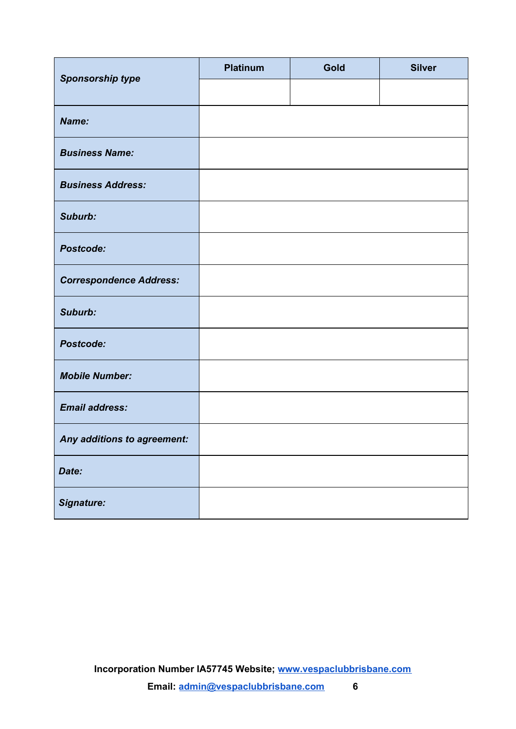| *Sponsorship type* | Platinum | Gold | Silver |
|---|---|---|---|
| | | | |
| ***Name:*** | | | |
| ***Business Name:*** | | | |
| ***Business Address:*** | | | |
| ***Suburb:*** | | | |
| ***Postcode:*** | | | |
| ***Correspondence Address:*** | | | |
| ***Suburb:*** | | | |
| ***Postcode:*** | | | |
| ***Mobile Number:*** | | | |
| ***Email address:*** | | | |
| ***Any additions to agreement:*** | | | |
| ***Date:*** | | | |
| ***Signature:*** | | | |

**Incorporation Number IA57745 Website; [www.vespaclubbrisbane.com](http://www.vespaclubbrisbane.com)**

**Email: [admin@vespaclubbrisbane.com](mailto:admin@vespaclubbrisbane.com)**